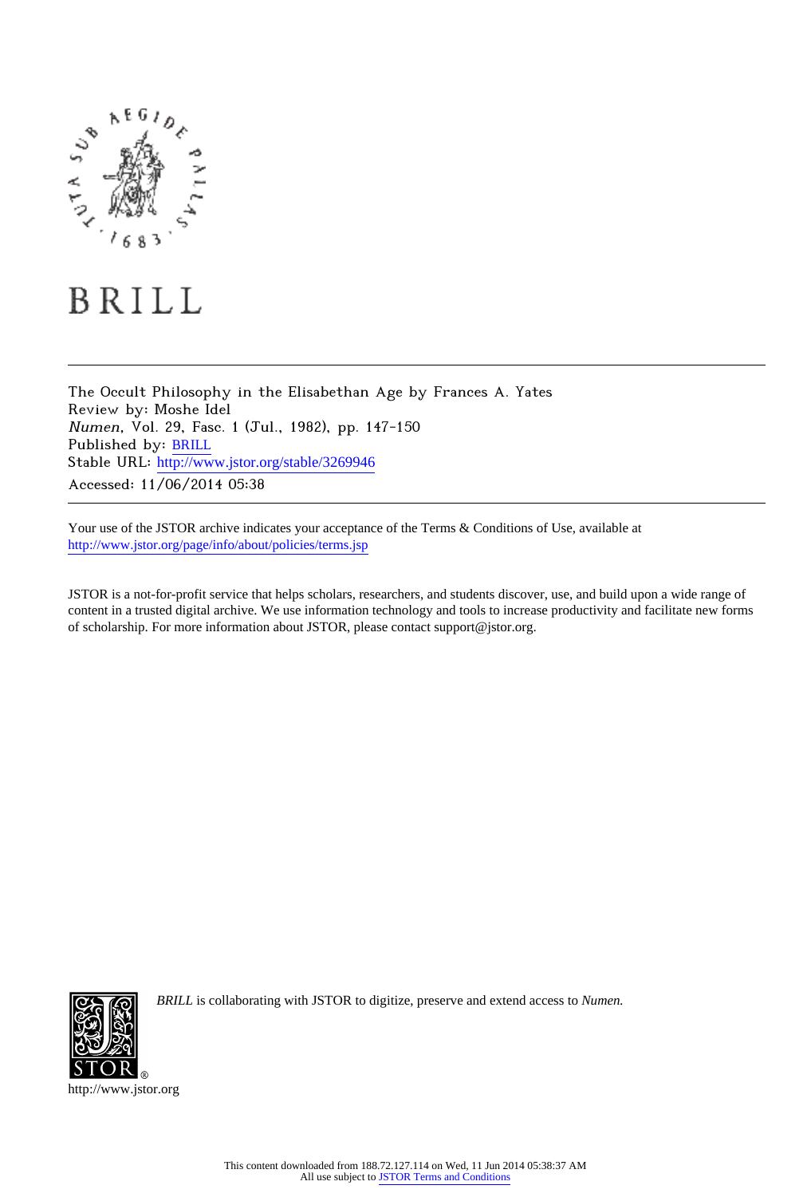BRILL

The Occult Philosophy in the Elisabethan Age by Frances A. Yates
Review by: Moshe Idel
*Numen*, Vol. 29, Fasc. 1 (Jul., 1982), pp. 147-150
Published by: BRILL
Stable URL: http://www.jstor.org/stable/3269946
Accessed: 11/06/2014 05:38

Your use of the JSTOR archive indicates your acceptance of the Terms & Conditions of Use, available at http://www.jstor.org/page/info/about/policies/terms.jsp

JSTOR is a not-for-profit service that helps scholars, researchers, and students discover, use, and build upon a wide range of content in a trusted digital archive. We use information technology and tools to increase productivity and facilitate new forms of scholarship. For more information about JSTOR, please contact support@jstor.org.

*BRILL* is collaborating with JSTOR to digitize, preserve and extend access to *Numen.*

http://www.jstor.org

This content downloaded from 188.72.127.114 on Wed, 11 Jun 2014 05:38:37 AM
All use subject to JSTOR Terms and Conditions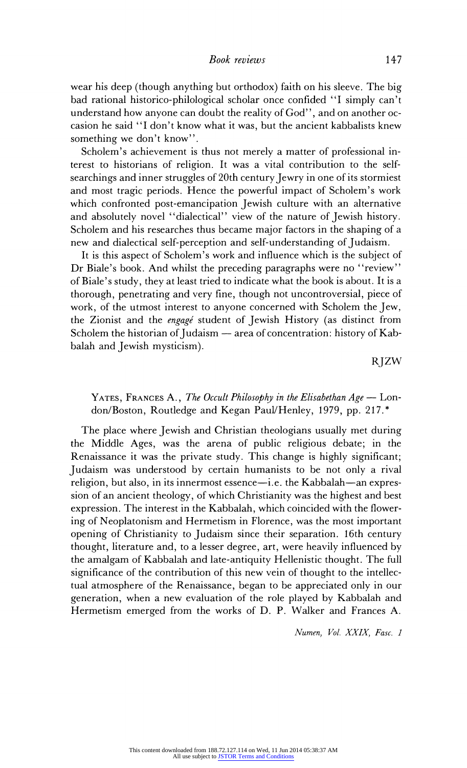wear his deep (though anything but orthodox) faith on his sleeve. The big bad rational historico-philological scholar once confided "I simply can't understand how anyone can doubt the reality of God", and on another occasion he said "I don't know what it was, but the ancient kabbalists knew something we don't know".

Scholem's achievement is thus not merely a matter of professional interest to historians of religion. It was a vital contribution to the self-searchings and inner struggles of 20th century Jewry in one of its stormiest and most tragic periods. Hence the powerful impact of Scholem's work which confronted post-emancipation Jewish culture with an alternative and absolutely novel "dialectical" view of the nature of Jewish history. Scholem and his researches thus became major factors in the shaping of a new and dialectical self-perception and self-understanding of Judaism.

It is this aspect of Scholem's work and influence which is the subject of Dr Biale's book. And whilst the preceding paragraphs were no "review" of Biale's study, they at least tried to indicate what the book is about. It is a thorough, penetrating and very fine, though not uncontroversial, piece of work, of the utmost interest to anyone concerned with Scholem the Jew, the Zionist and the *engagé* student of Jewish History (as distinct from Scholem the historian of Judaism — area of concentration: history of Kabbalah and Jewish mysticism).

RJZW

YATES, FRANCES A., *The Occult Philosophy in the Elisabethan Age* — London/Boston, Routledge and Kegan Paul/Henley, 1979, pp. 217.*

The place where Jewish and Christian theologians usually met during the Middle Ages, was the arena of public religious debate; in the Renaissance it was the private study. This change is highly significant; Judaism was understood by certain humanists to be not only a rival religion, but also, in its innermost essence—i.e. the Kabbalah—an expression of an ancient theology, of which Christianity was the highest and best expression. The interest in the Kabbalah, which coincided with the flowering of Neoplatonism and Hermetism in Florence, was the most important opening of Christianity to Judaism since their separation. 16th century thought, literature and, to a lesser degree, art, were heavily influenced by the amalgam of Kabbalah and late-antiquity Hellenistic thought. The full significance of the contribution of this new vein of thought to the intellectual atmosphere of the Renaissance, began to be appreciated only in our generation, when a new evaluation of the role played by Kabbalah and Hermetism emerged from the works of D. P. Walker and Frances A.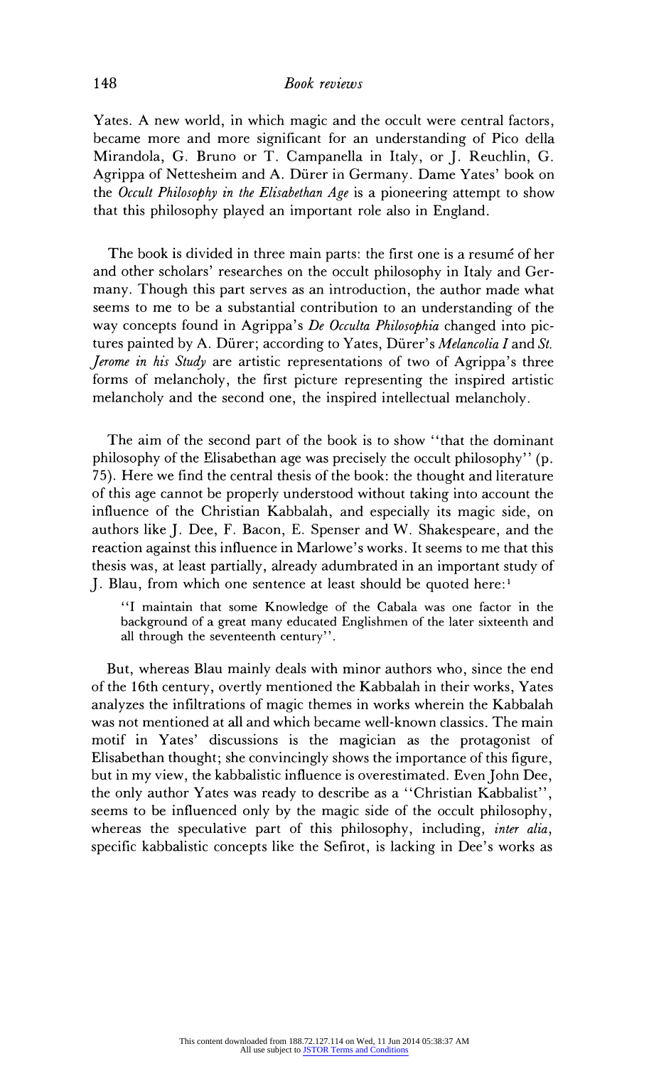Yates. A new world, in which magic and the occult were central factors, became more and more significant for an understanding of Pico della Mirandola, G. Bruno or T. Campanella in Italy, or J. Reuchlin, G. Agrippa of Nettesheim and A. Dürer in Germany. Dame Yates' book on the *Occult Philosophy in the Elisabethan Age* is a pioneering attempt to show that this philosophy played an important role also in England.

The book is divided in three main parts: the first one is a resumé of her and other scholars' researches on the occult philosophy in Italy and Germany. Though this part serves as an introduction, the author made what seems to me to be a substantial contribution to an understanding of the way concepts found in Agrippa's *De Occulta Philosophia* changed into pictures painted by A. Dürer; according to Yates, Dürer's *Melancolia I* and *St. Jerome in his Study* are artistic representations of two of Agrippa's three forms of melancholy, the first picture representing the inspired artistic melancholy and the second one, the inspired intellectual melancholy.

The aim of the second part of the book is to show "that the dominant philosophy of the Elisabethan age was precisely the occult philosophy" (p. 75). Here we find the central thesis of the book: the thought and literature of this age cannot be properly understood without taking into account the influence of the Christian Kabbalah, and especially its magic side, on authors like J. Dee, F. Bacon, E. Spenser and W. Shakespeare, and the reaction against this influence in Marlowe's works. It seems to me that this thesis was, at least partially, already adumbrated in an important study of J. Blau, from which one sentence at least should be quoted here:[1]

> "I maintain that some Knowledge of the Cabala was one factor in the background of a great many educated Englishmen of the later sixteenth and all through the seventeenth century".

But, whereas Blau mainly deals with minor authors who, since the end of the 16th century, overtly mentioned the Kabbalah in their works, Yates analyzes the infiltrations of magic themes in works wherein the Kabbalah was not mentioned at all and which became well-known classics. The main motif in Yates' discussions is the magician as the protagonist of Elisabethan thought; she convincingly shows the importance of this figure, but in my view, the kabbalistic influence is overestimated. Even John Dee, the only author Yates was ready to describe as a "Christian Kabbalist", seems to be influenced only by the magic side of the occult philosophy, whereas the speculative part of this philosophy, including, *inter alia*, specific kabbalistic concepts like the Sefirot, is lacking in Dee's works as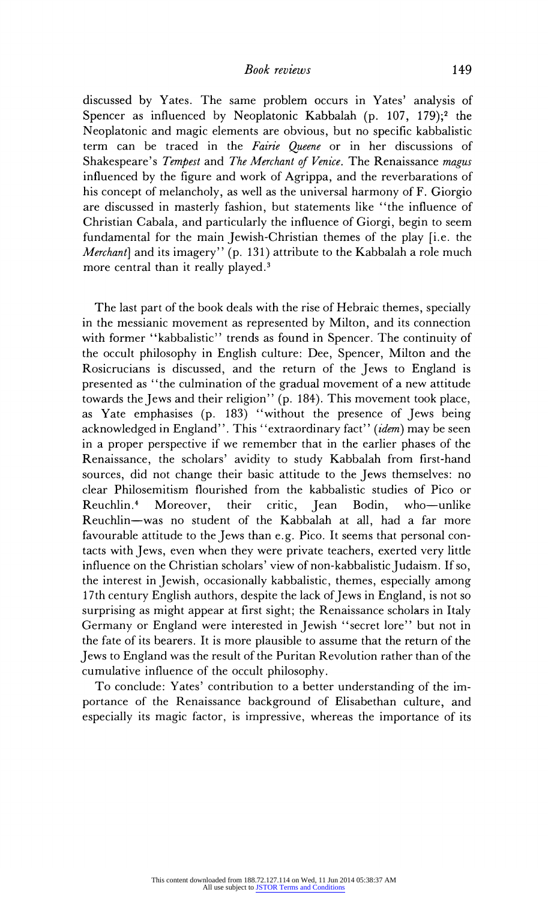discussed by Yates. The same problem occurs in Yates' analysis of Spencer as influenced by Neoplatonic Kabbalah (p. 107, 179);[2] the Neoplatonic and magic elements are obvious, but no specific kabbalistic term can be traced in the *Fairie Queene* or in her discussions of Shakespeare's *Tempest* and *The Merchant of Venice*. The Renaissance *magus* influenced by the figure and work of Agrippa, and the reverbarations of his concept of melancholy, as well as the universal harmony of F. Giorgio are discussed in masterly fashion, but statements like "the influence of Christian Cabala, and particularly the influence of Giorgi, begin to seem fundamental for the main Jewish-Christian themes of the play [i.e. the *Merchant*] and its imagery" (p. 131) attribute to the Kabbalah a role much more central than it really played.[3]

The last part of the book deals with the rise of Hebraic themes, specially in the messianic movement as represented by Milton, and its connection with former "kabbalistic" trends as found in Spencer. The continuity of the occult philosophy in English culture: Dee, Spencer, Milton and the Rosicrucians is discussed, and the return of the Jews to England is presented as "the culmination of the gradual movement of a new attitude towards the Jews and their religion" (p. 184). This movement took place, as Yate emphasises (p. 183) "without the presence of Jews being acknowledged in England". This "extraordinary fact" (*idem*) may be seen in a proper perspective if we remember that in the earlier phases of the Renaissance, the scholars' avidity to study Kabbalah from first-hand sources, did not change their basic attitude to the Jews themselves: no clear Philosemitism flourished from the kabbalistic studies of Pico or Reuchlin.[4] Moreover, their critic, Jean Bodin, who—unlike Reuchlin—was no student of the Kabbalah at all, had a far more favourable attitude to the Jews than e.g. Pico. It seems that personal contacts with Jews, even when they were private teachers, exerted very little influence on the Christian scholars' view of non-kabbalistic Judaism. If so, the interest in Jewish, occasionally kabbalistic, themes, especially among 17th century English authors, despite the lack of Jews in England, is not so surprising as might appear at first sight; the Renaissance scholars in Italy Germany or England were interested in Jewish "secret lore" but not in the fate of its bearers. It is more plausible to assume that the return of the Jews to England was the result of the Puritan Revolution rather than of the cumulative influence of the occult philosophy.

To conclude: Yates' contribution to a better understanding of the importance of the Renaissance background of Elisabethan culture, and especially its magic factor, is impressive, whereas the importance of its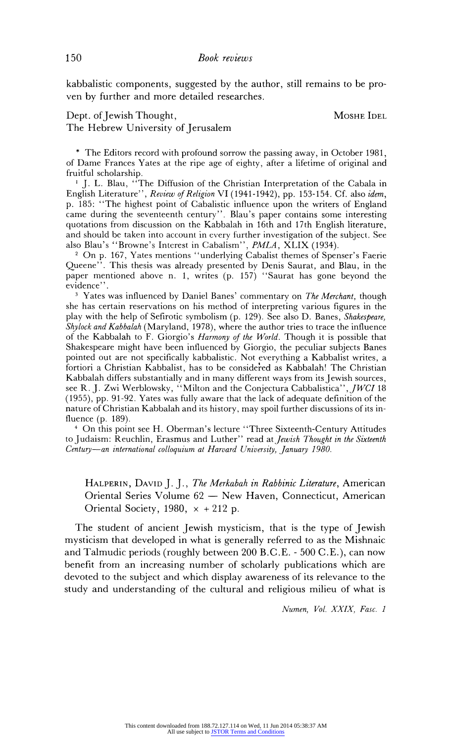kabbalistic components, suggested by the author, still remains to be proven by further and more detailed researches.

Dept. of Jewish Thought,
The Hebrew University of Jerusalem

MOSHE IDEL

\* The Editors record with profound sorrow the passing away, in October 1981, of Dame Frances Yates at the ripe age of eighty, after a lifetime of original and fruitful scholarship.

[1] J. L. Blau, "The Diffusion of the Christian Interpretation of the Cabala in English Literature", *Review of Religion* VI (1941-1942), pp. 153-154. Cf. also *idem*, p. 185: "The highest point of Cabalistic influence upon the writers of England came during the seventeenth century". Blau's paper contains some interesting quotations from discussion on the Kabbalah in 16th and 17th English literature, and should be taken into account in every further investigation of the subject. See also Blau's "Browne's Interest in Cabalism", *PMLA*, XLIX (1934).

[2] On p. 167, Yates mentions "underlying Cabalist themes of Spenser's Faerie Queene". This thesis was already presented by Denis Saurat, and Blau, in the paper mentioned above n. 1, writes (p. 157) "Saurat has gone beyond the evidence".

[3] Yates was influenced by Daniel Banes' commentary on *The Merchant*, though she has certain reservations on his method of interpreting various figures in the play with the help of Sefirotic symbolism (p. 129). See also D. Banes, *Shakespeare, Shylock and Kabbalah* (Maryland, 1978), where the author tries to trace the influence of the Kabbalah to F. Giorgio's *Harmony of the World*. Though it is possible that Shakespeare might have been influenced by Giorgio, the peculiar subjects Banes pointed out are not specifically kabbalistic. Not everything a Kabbalist writes, a fortiori a Christian Kabbalist, has to be considered as Kabbalah! The Christian Kabbalah differs substantially and in many different ways from its Jewish sources, see R. J. Zwi Werblowsky, "Milton and the Conjectura Cabbalistica", *JWCI* 18 (1955), pp. 91-92. Yates was fully aware that the lack of adequate definition of the nature of Christian Kabbalah and its history, may spoil further discussions of its influence (p. 189).

[4] On this point see H. Oberman's lecture "Three Sixteenth-Century Attitudes to Judaism: Reuchlin, Erasmus and Luther" read at *Jewish Thought in the Sixteenth Century—an international colloquium at Harvard University, January 1980*.

HALPERIN, DAVID J. J., *The Merkabah in Rabbinic Literature*, American Oriental Series Volume 62 — New Haven, Connecticut, American Oriental Society, 1980, x + 212 p.

The student of ancient Jewish mysticism, that is the type of Jewish mysticism that developed in what is generally referred to as the Mishnaic and Talmudic periods (roughly between 200 B.C.E. - 500 C.E.), can now benefit from an increasing number of scholarly publications which are devoted to the subject and which display awareness of its relevance to the study and understanding of the cultural and religious milieu of what is